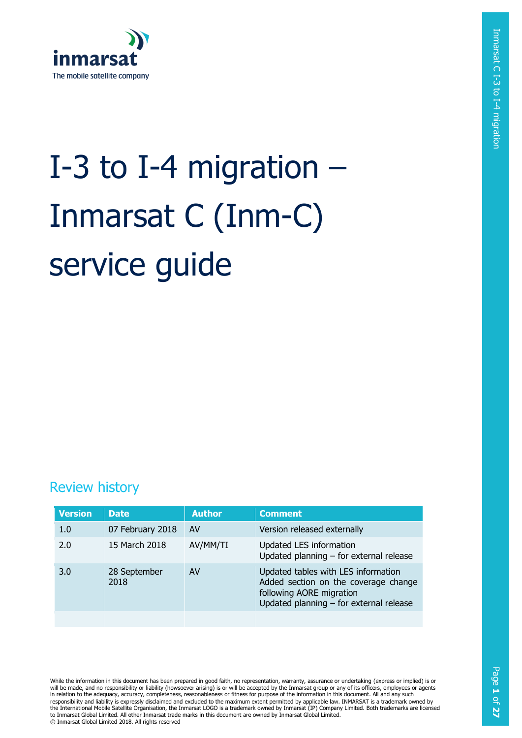inmarsat

The mobile satellite company

# I-3 to I-4 migration – Inmarsat C (Inm-C) service guide

## Review history

| Version | Date | Author | Comment |
|---|---|---|---|
| 1.0 | 07 February 2018 | AV | Version released externally |
| 2.0 | 15 March 2018 | AV/MM/TI | Updated LES information<br>Updated planning – for external release |
| 3.0 | 28 September 2018 | AV | Updated tables with LES information<br>Added section on the coverage change following AORE migration<br>Updated planning – for external release |
| | | | |

While the information in this document has been prepared in good faith, no representation, warranty, assurance or undertaking (express or implied) is or will be made, and no responsibility or liability (howsoever arising) is or will be accepted by the Inmarsat group or any of its officers, employees or agents in relation to the adequacy, accuracy, completeness, reasonableness or fitness for purpose of the information in this document. All and any such responsibility and liability is expressly disclaimed and excluded to the maximum extent permitted by applicable law. INMARSAT is a trademark owned by the International Mobile Satellite Organisation, the Inmarsat LOGO is a trademark owned by Inmarsat (IP) Company Limited. Both trademarks are licensed to Inmarsat Global Limited. All other Inmarsat trade marks in this document are owned by Inmarsat Global Limited.
© Inmarsat Global Limited 2018. All rights reserved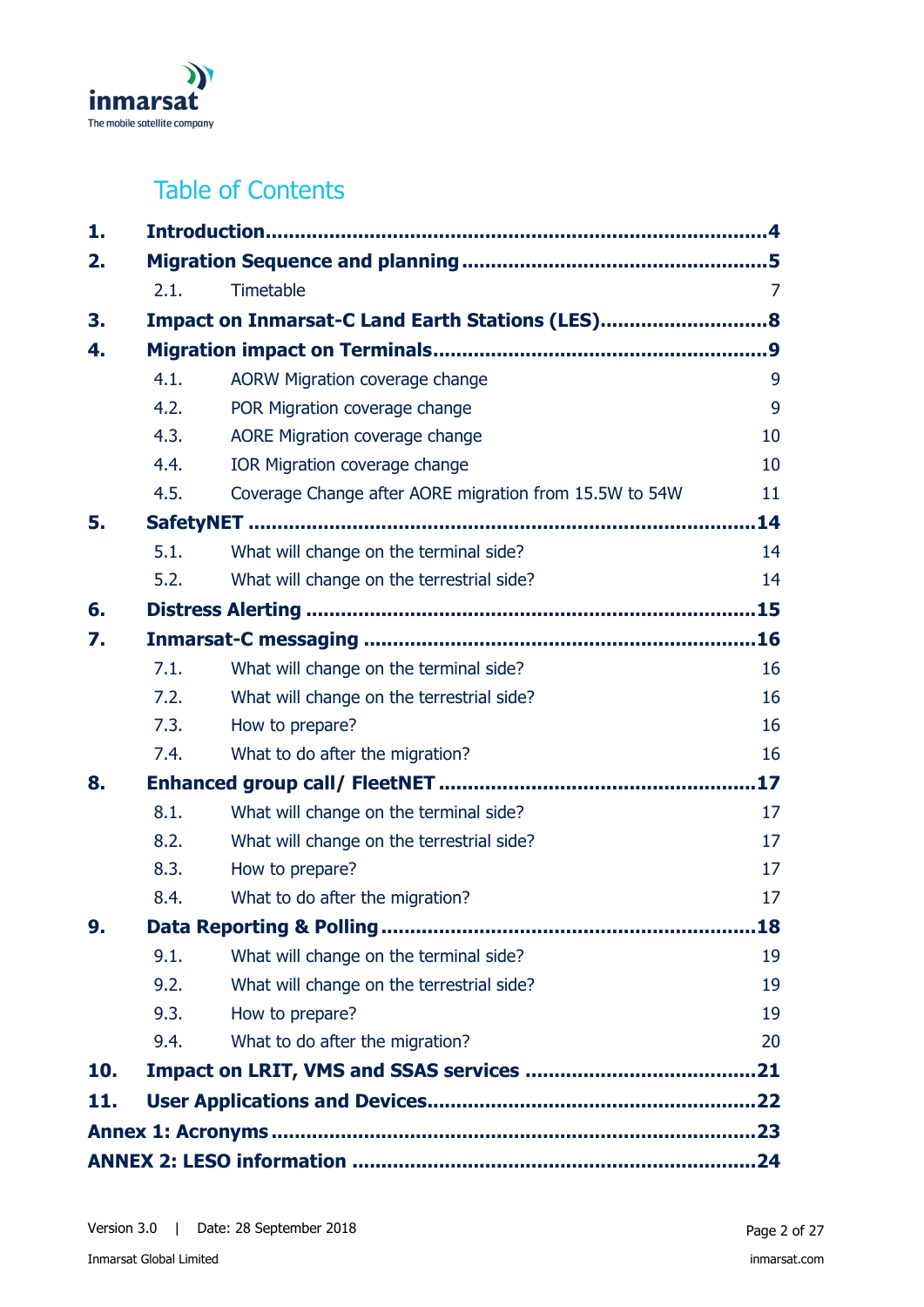# Table of Contents

| | | |
|---|---|---|
| **1.** | **Introduction** | **4** |
| **2.** | **Migration Sequence and planning** | **5** |
| 2.1. | Timetable | 7 |
| **3.** | **Impact on Inmarsat-C Land Earth Stations (LES)** | **8** |
| **4.** | **Migration impact on Terminals** | **9** |
| 4.1. | AORW Migration coverage change | 9 |
| 4.2. | POR Migration coverage change | 9 |
| 4.3. | AORE Migration coverage change | 10 |
| 4.4. | IOR Migration coverage change | 10 |
| 4.5. | Coverage Change after AORE migration from 15.5W to 54W | 11 |
| **5.** | **SafetyNET** | **14** |
| 5.1. | What will change on the terminal side? | 14 |
| 5.2. | What will change on the terrestrial side? | 14 |
| **6.** | **Distress Alerting** | **15** |
| **7.** | **Inmarsat-C messaging** | **16** |
| 7.1. | What will change on the terminal side? | 16 |
| 7.2. | What will change on the terrestrial side? | 16 |
| 7.3. | How to prepare? | 16 |
| 7.4. | What to do after the migration? | 16 |
| **8.** | **Enhanced group call/ FleetNET** | **17** |
| 8.1. | What will change on the terminal side? | 17 |
| 8.2. | What will change on the terrestrial side? | 17 |
| 8.3. | How to prepare? | 17 |
| 8.4. | What to do after the migration? | 17 |
| **9.** | **Data Reporting & Polling** | **18** |
| 9.1. | What will change on the terminal side? | 19 |
| 9.2. | What will change on the terrestrial side? | 19 |
| 9.3. | How to prepare? | 19 |
| 9.4. | What to do after the migration? | 20 |
| **10.** | **Impact on LRIT, VMS and SSAS services** | **21** |
| **11.** | **User Applications and Devices** | **22** |
| **Annex 1: Acronyms** | | **23** |
| **ANNEX 2: LESO information** | | **24** |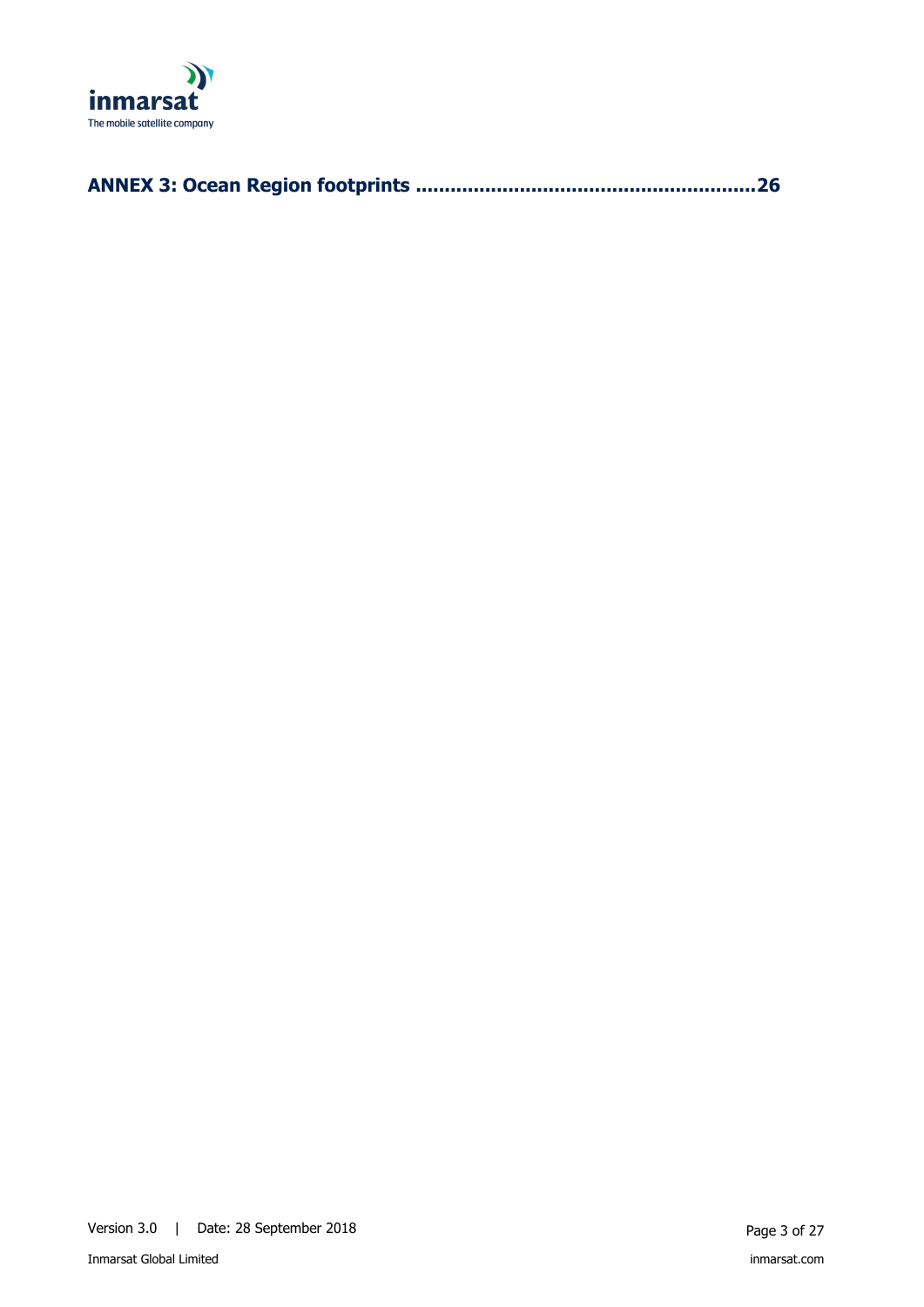**ANNEX 3: Ocean Region footprints ........................................................26**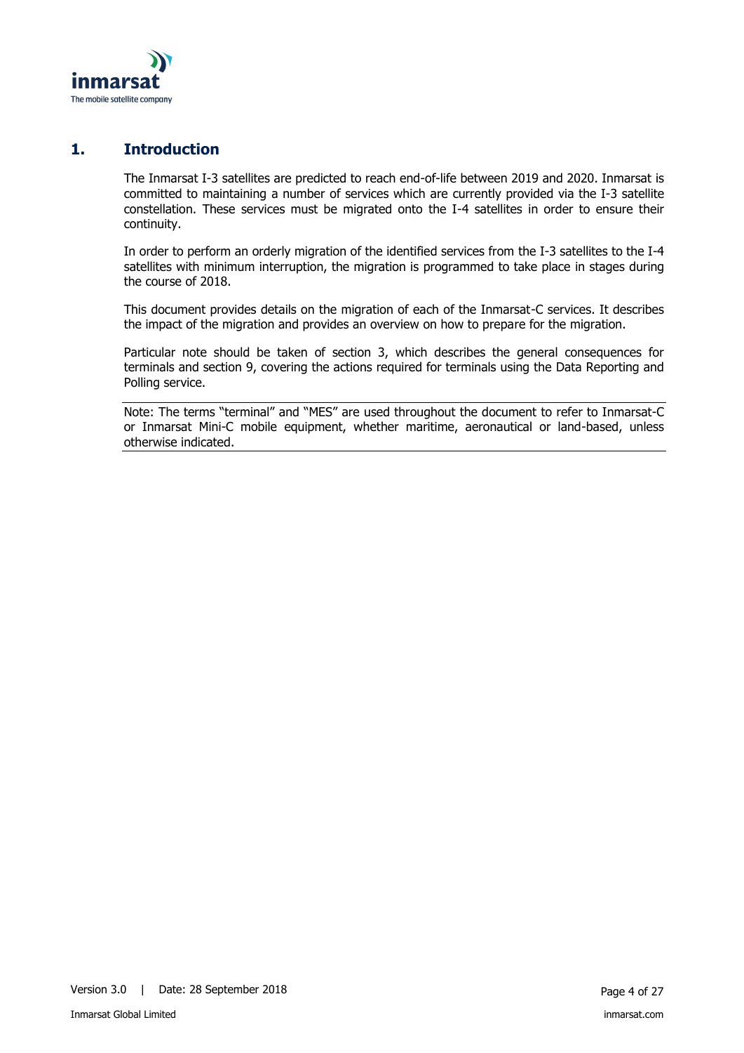# 1. Introduction

The Inmarsat I-3 satellites are predicted to reach end-of-life between 2019 and 2020. Inmarsat is committed to maintaining a number of services which are currently provided via the I-3 satellite constellation. These services must be migrated onto the I-4 satellites in order to ensure their continuity.

In order to perform an orderly migration of the identified services from the I-3 satellites to the I-4 satellites with minimum interruption, the migration is programmed to take place in stages during the course of 2018.

This document provides details on the migration of each of the Inmarsat-C services. It describes the impact of the migration and provides an overview on how to prepare for the migration.

Particular note should be taken of section 3, which describes the general consequences for terminals and section 9, covering the actions required for terminals using the Data Reporting and Polling service.

Note: The terms "terminal" and "MES" are used throughout the document to refer to Inmarsat-C or Inmarsat Mini-C mobile equipment, whether maritime, aeronautical or land-based, unless otherwise indicated.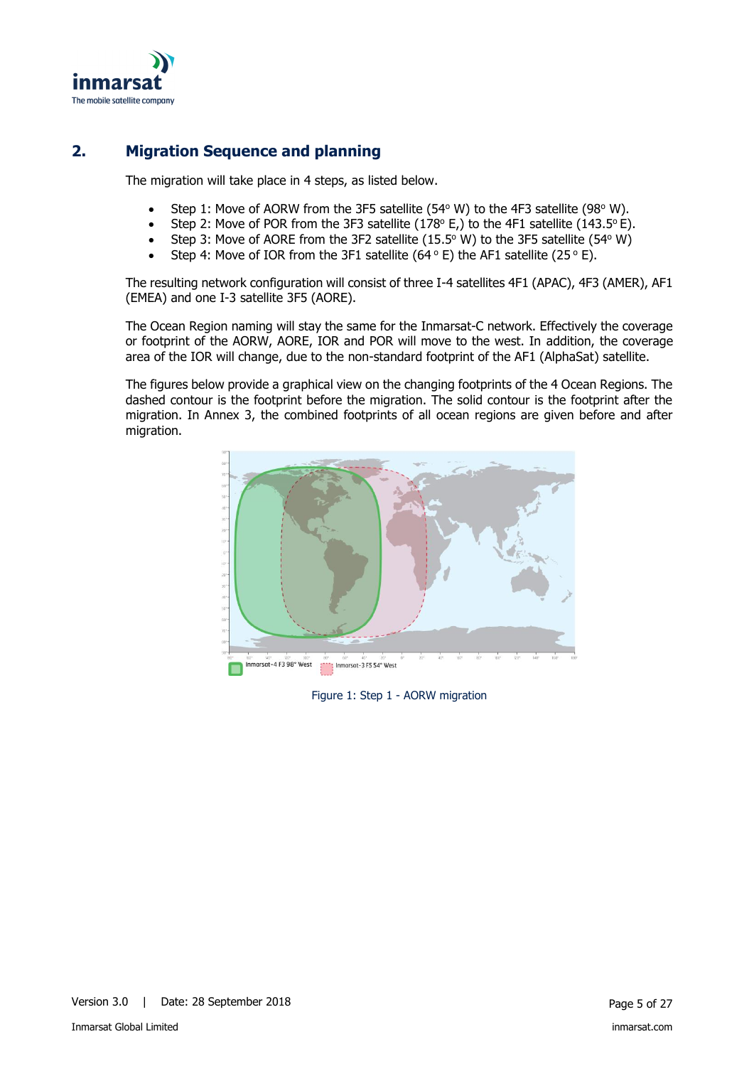## 2. Migration Sequence and planning

The migration will take place in 4 steps, as listed below.

- Step 1: Move of AORW from the 3F5 satellite (54° W) to the 4F3 satellite (98° W).
- Step 2: Move of POR from the 3F3 satellite (178° E,) to the 4F1 satellite (143.5° E).
- Step 3: Move of AORE from the 3F2 satellite (15.5° W) to the 3F5 satellite (54° W)
- Step 4: Move of IOR from the 3F1 satellite (64 ° E) the AF1 satellite (25 ° E).

The resulting network configuration will consist of three I-4 satellites 4F1 (APAC), 4F3 (AMER), AF1 (EMEA) and one I-3 satellite 3F5 (AORE).

The Ocean Region naming will stay the same for the Inmarsat-C network. Effectively the coverage or footprint of the AORW, AORE, IOR and POR will move to the west. In addition, the coverage area of the IOR will change, due to the non-standard footprint of the AF1 (AlphaSat) satellite.

The figures below provide a graphical view on the changing footprints of the 4 Ocean Regions. The dashed contour is the footprint before the migration. The solid contour is the footprint after the migration. In Annex 3, the combined footprints of all ocean regions are given before and after migration.

Inmarsat-4 F3 98° West

Inmarsat-3 F5 54° West

Figure 1: Step 1 - AORW migration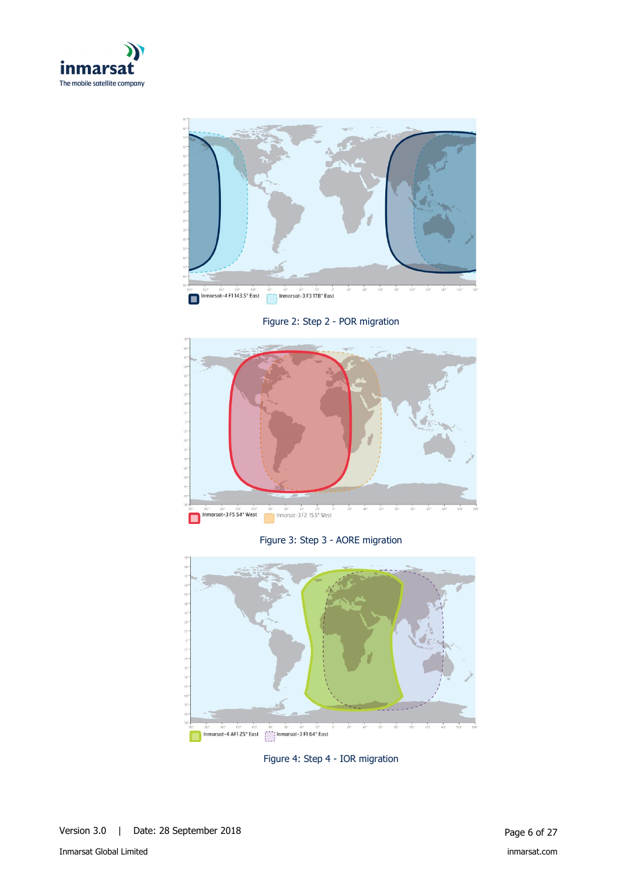Inmarsat-4 F1 143.5° East    Inmarsat-3 F3 178° East

Figure 2: Step 2 - POR migration

Inmarsat-3 F5 54° West    Inmarsat-3 F2 15.5° West

Figure 3: Step 3 - AORE migration

Inmarsat-4 AF1 25° East    Inmarsat-3 F1 64° East

Figure 4: Step 4 - IOR migration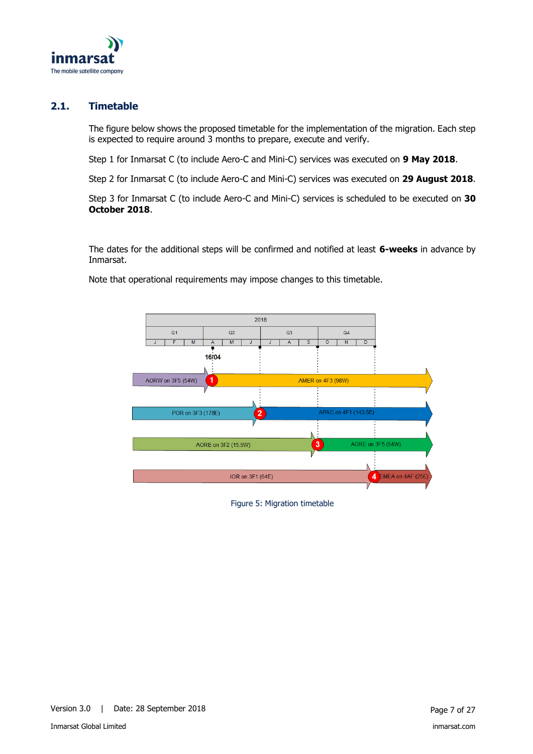## 2.1. Timetable

The figure below shows the proposed timetable for the implementation of the migration. Each step is expected to require around 3 months to prepare, execute and verify.

Step 1 for Inmarsat C (to include Aero-C and Mini-C) services was executed on **9 May 2018**.

Step 2 for Inmarsat C (to include Aero-C and Mini-C) services was executed on **29 August 2018**.

Step 3 for Inmarsat C (to include Aero-C and Mini-C) services is scheduled to be executed on **30 October 2018**.

The dates for the additional steps will be confirmed and notified at least **6-weeks** in advance by Inmarsat.

Note that operational requirements may impose changes to this timetable.

Figure 5: Migration timetable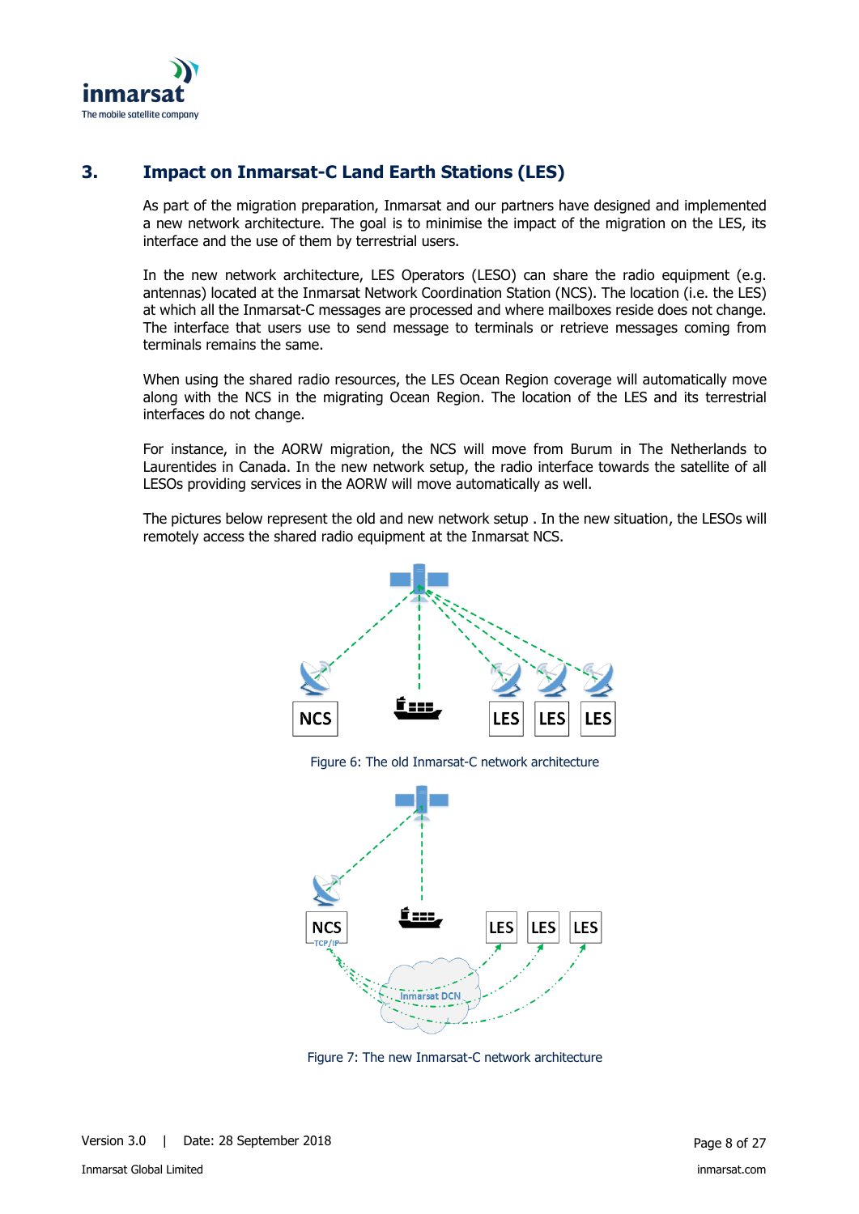## 3. Impact on Inmarsat-C Land Earth Stations (LES)

As part of the migration preparation, Inmarsat and our partners have designed and implemented a new network architecture. The goal is to minimise the impact of the migration on the LES, its interface and the use of them by terrestrial users.

In the new network architecture, LES Operators (LESO) can share the radio equipment (e.g. antennas) located at the Inmarsat Network Coordination Station (NCS). The location (i.e. the LES) at which all the Inmarsat-C messages are processed and where mailboxes reside does not change. The interface that users use to send message to terminals or retrieve messages coming from terminals remains the same.

When using the shared radio resources, the LES Ocean Region coverage will automatically move along with the NCS in the migrating Ocean Region. The location of the LES and its terrestrial interfaces do not change.

For instance, in the AORW migration, the NCS will move from Burum in The Netherlands to Laurentides in Canada. In the new network setup, the radio interface towards the satellite of all LESOs providing services in the AORW will move automatically as well.

The pictures below represent the old and new network setup . In the new situation, the LESOs will remotely access the shared radio equipment at the Inmarsat NCS.

Figure 6: The old Inmarsat-C network architecture

Figure 7: The new Inmarsat-C network architecture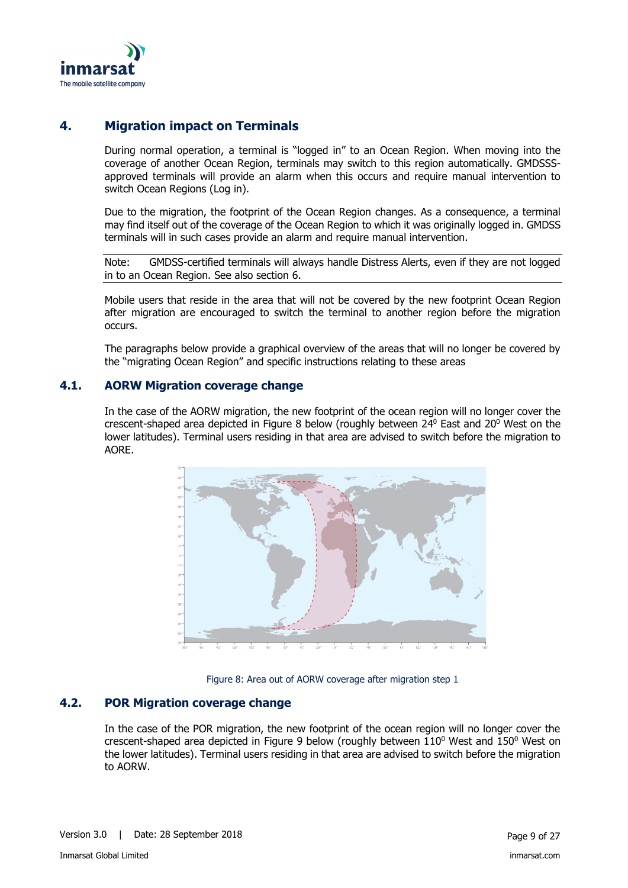# 4. Migration impact on Terminals

During normal operation, a terminal is "logged in" to an Ocean Region. When moving into the coverage of another Ocean Region, terminals may switch to this region automatically. GMDSSS-approved terminals will provide an alarm when this occurs and require manual intervention to switch Ocean Regions (Log in).

Due to the migration, the footprint of the Ocean Region changes. As a consequence, a terminal may find itself out of the coverage of the Ocean Region to which it was originally logged in. GMDSS terminals will in such cases provide an alarm and require manual intervention.

Note: GMDSS-certified terminals will always handle Distress Alerts, even if they are not logged in to an Ocean Region. See also section 6.

Mobile users that reside in the area that will not be covered by the new footprint Ocean Region after migration are encouraged to switch the terminal to another region before the migration occurs.

The paragraphs below provide a graphical overview of the areas that will no longer be covered by the "migrating Ocean Region" and specific instructions relating to these areas

## 4.1. AORW Migration coverage change

In the case of the AORW migration, the new footprint of the ocean region will no longer cover the crescent-shaped area depicted in Figure 8 below (roughly between $24^0$ East and $20^0$ West on the lower latitudes). Terminal users residing in that area are advised to switch before the migration to AORE.

Figure 8: Area out of AORW coverage after migration step 1

## 4.2. POR Migration coverage change

In the case of the POR migration, the new footprint of the ocean region will no longer cover the crescent-shaped area depicted in Figure 9 below (roughly between $110^0$ West and $150^0$ West on the lower latitudes). Terminal users residing in that area are advised to switch before the migration to AORW.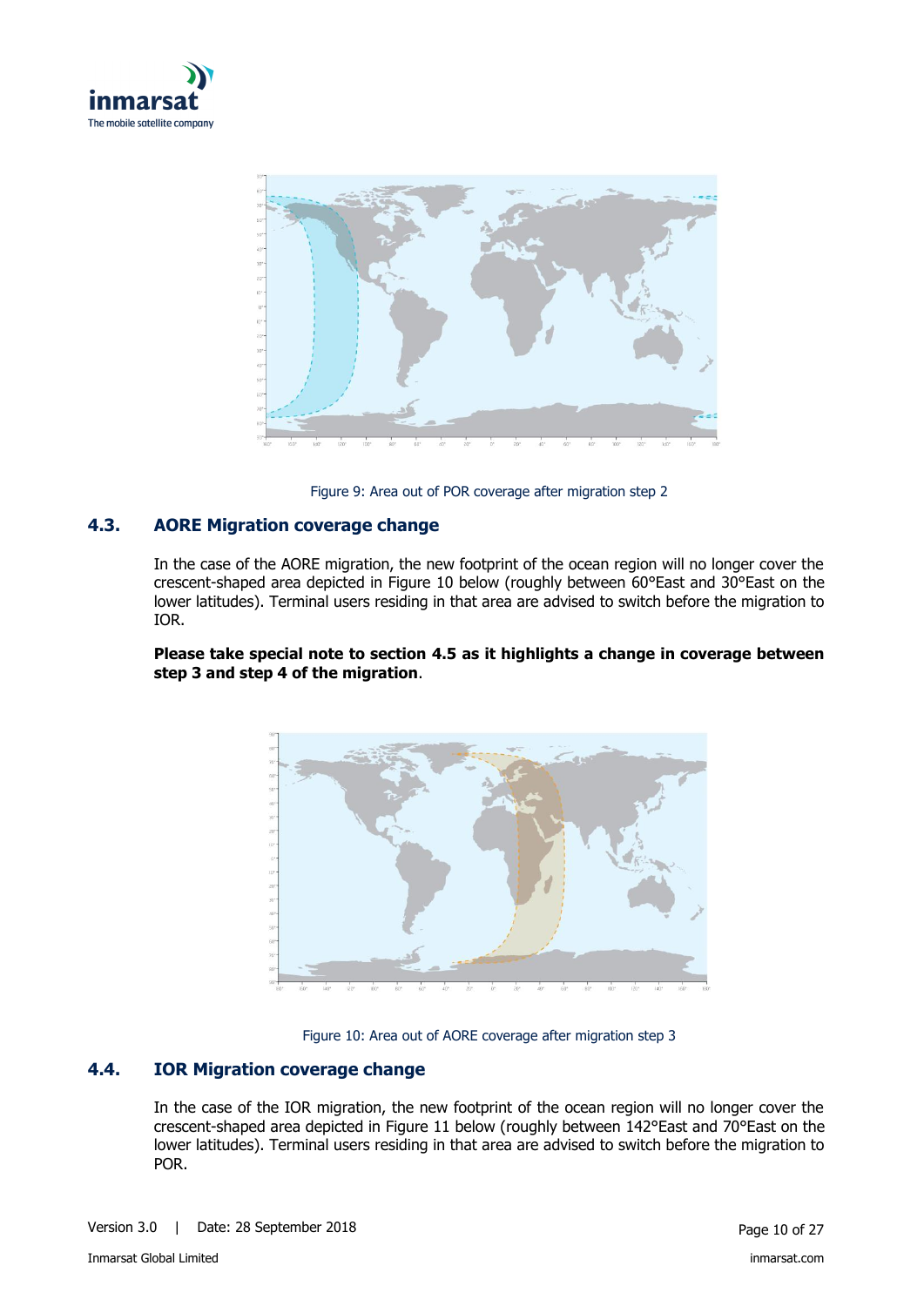Figure 9: Area out of POR coverage after migration step 2

### 4.3. AORE Migration coverage change

In the case of the AORE migration, the new footprint of the ocean region will no longer cover the crescent-shaped area depicted in Figure 10 below (roughly between 60°East and 30°East on the lower latitudes). Terminal users residing in that area are advised to switch before the migration to IOR.

**Please take special note to section 4.5 as it highlights a change in coverage between step 3 and step 4 of the migration**.

Figure 10: Area out of AORE coverage after migration step 3

### 4.4. IOR Migration coverage change

In the case of the IOR migration, the new footprint of the ocean region will no longer cover the crescent-shaped area depicted in Figure 11 below (roughly between 142°East and 70°East on the lower latitudes). Terminal users residing in that area are advised to switch before the migration to POR.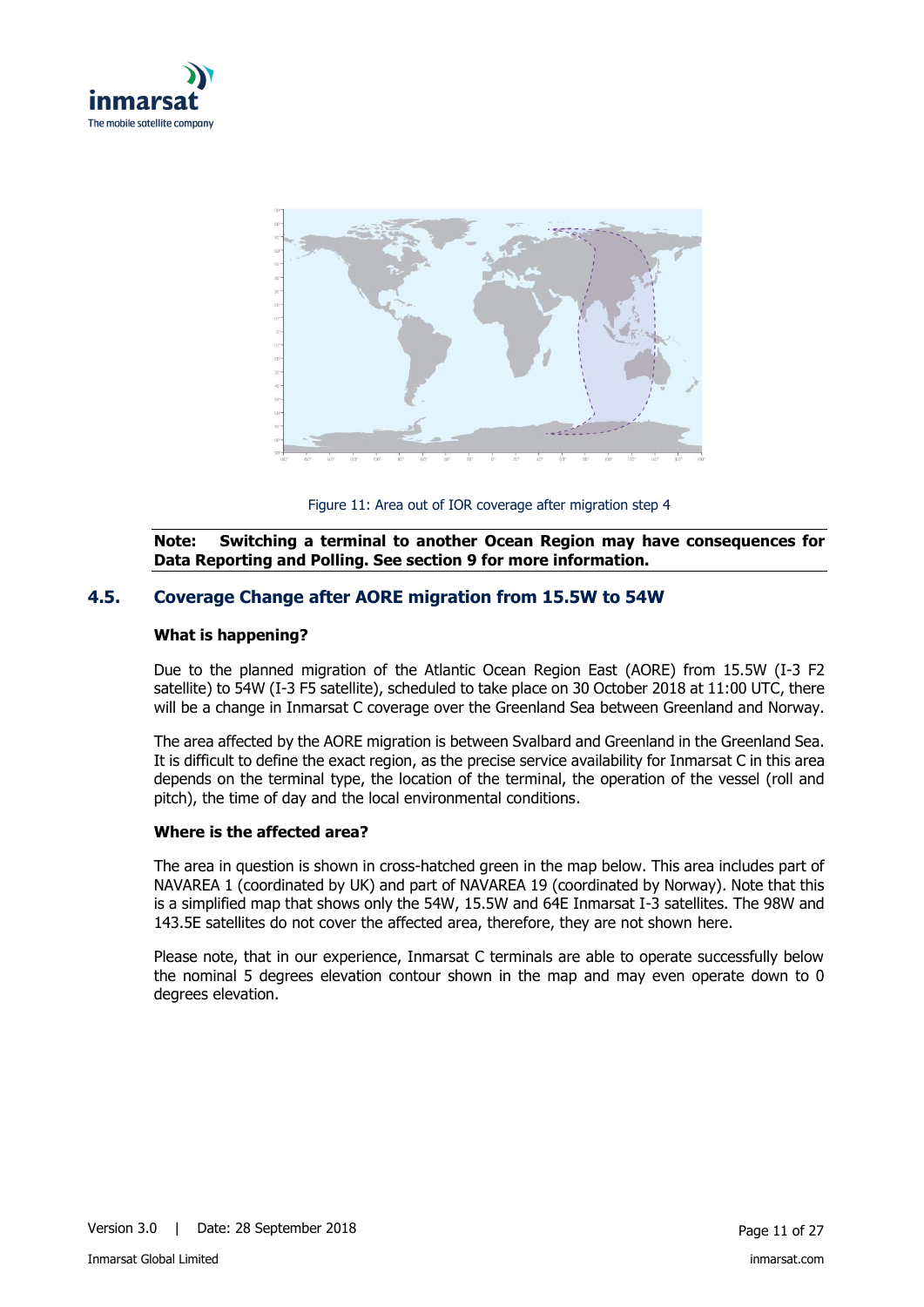Figure 11: Area out of IOR coverage after migration step 4

**Note: Switching a terminal to another Ocean Region may have consequences for Data Reporting and Polling. See section 9 for more information.**

## 4.5. Coverage Change after AORE migration from 15.5W to 54W

**What is happening?**

Due to the planned migration of the Atlantic Ocean Region East (AORE) from 15.5W (I-3 F2 satellite) to 54W (I-3 F5 satellite), scheduled to take place on 30 October 2018 at 11:00 UTC, there will be a change in Inmarsat C coverage over the Greenland Sea between Greenland and Norway.

The area affected by the AORE migration is between Svalbard and Greenland in the Greenland Sea. It is difficult to define the exact region, as the precise service availability for Inmarsat C in this area depends on the terminal type, the location of the terminal, the operation of the vessel (roll and pitch), the time of day and the local environmental conditions.

**Where is the affected area?**

The area in question is shown in cross-hatched green in the map below. This area includes part of NAVAREA 1 (coordinated by UK) and part of NAVAREA 19 (coordinated by Norway). Note that this is a simplified map that shows only the 54W, 15.5W and 64E Inmarsat I-3 satellites. The 98W and 143.5E satellites do not cover the affected area, therefore, they are not shown here.

Please note, that in our experience, Inmarsat C terminals are able to operate successfully below the nominal 5 degrees elevation contour shown in the map and may even operate down to 0 degrees elevation.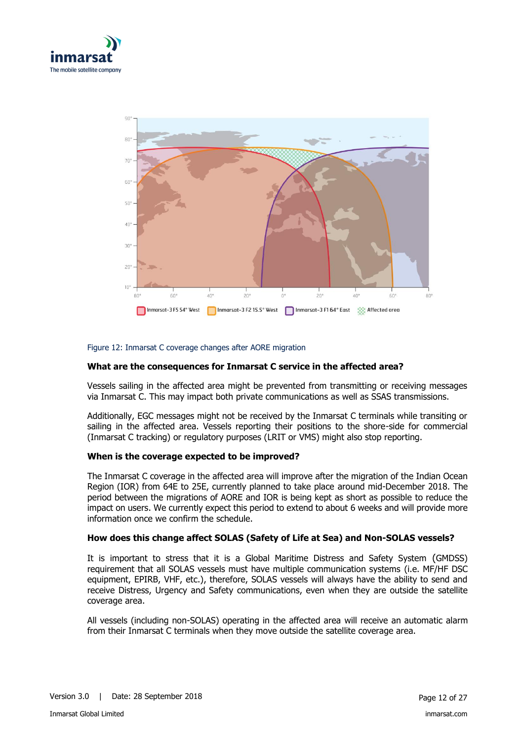Figure 12: Inmarsat C coverage changes after AORE migration

**What are the consequences for Inmarsat C service in the affected area?**

Vessels sailing in the affected area might be prevented from transmitting or receiving messages via Inmarsat C. This may impact both private communications as well as SSAS transmissions.

Additionally, EGC messages might not be received by the Inmarsat C terminals while transiting or sailing in the affected area. Vessels reporting their positions to the shore-side for commercial (Inmarsat C tracking) or regulatory purposes (LRIT or VMS) might also stop reporting.

**When is the coverage expected to be improved?**

The Inmarsat C coverage in the affected area will improve after the migration of the Indian Ocean Region (IOR) from 64E to 25E, currently planned to take place around mid-December 2018. The period between the migrations of AORE and IOR is being kept as short as possible to reduce the impact on users. We currently expect this period to extend to about 6 weeks and will provide more information once we confirm the schedule.

**How does this change affect SOLAS (Safety of Life at Sea) and Non-SOLAS vessels?**

It is important to stress that it is a Global Maritime Distress and Safety System (GMDSS) requirement that all SOLAS vessels must have multiple communication systems (i.e. MF/HF DSC equipment, EPIRB, VHF, etc.), therefore, SOLAS vessels will always have the ability to send and receive Distress, Urgency and Safety communications, even when they are outside the satellite coverage area.

All vessels (including non-SOLAS) operating in the affected area will receive an automatic alarm from their Inmarsat C terminals when they move outside the satellite coverage area.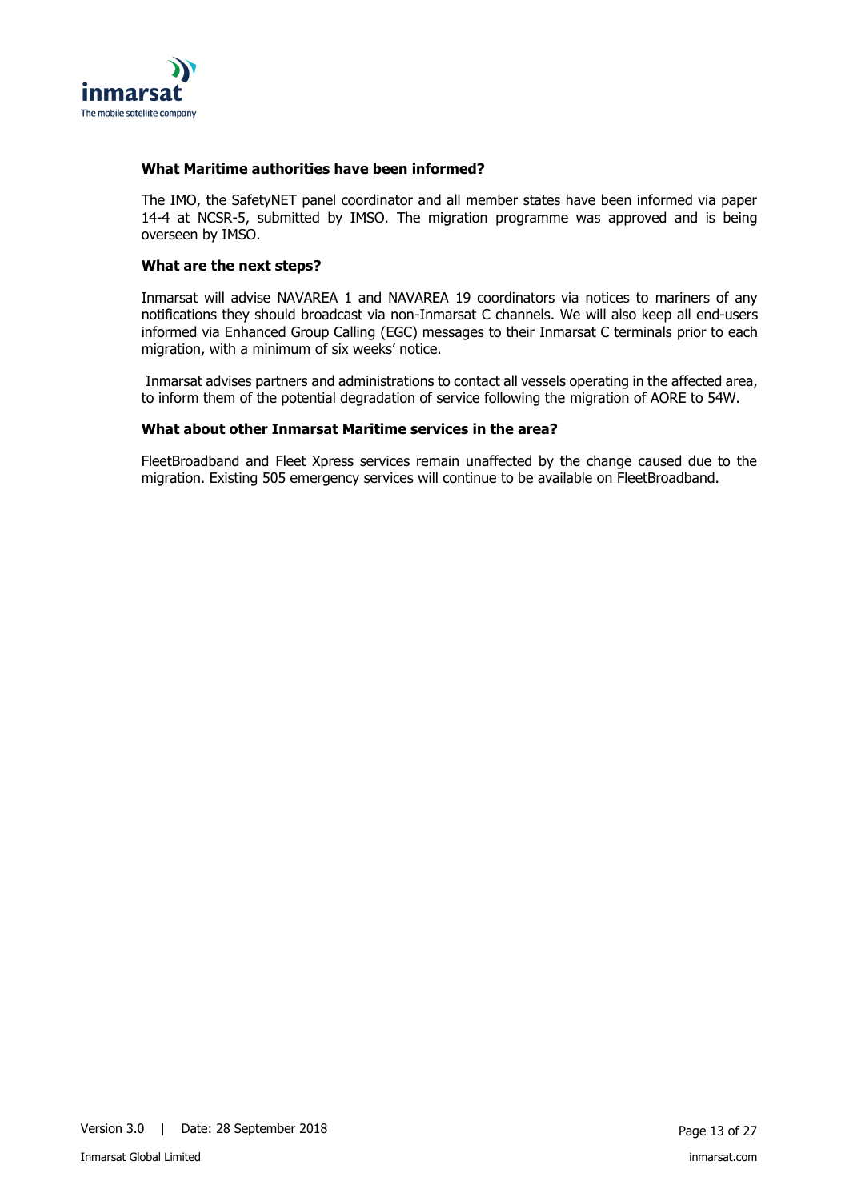### What Maritime authorities have been informed?

The IMO, the SafetyNET panel coordinator and all member states have been informed via paper 14-4 at NCSR-5, submitted by IMSO. The migration programme was approved and is being overseen by IMSO.

### What are the next steps?

Inmarsat will advise NAVAREA 1 and NAVAREA 19 coordinators via notices to mariners of any notifications they should broadcast via non-Inmarsat C channels. We will also keep all end-users informed via Enhanced Group Calling (EGC) messages to their Inmarsat C terminals prior to each migration, with a minimum of six weeks' notice.

Inmarsat advises partners and administrations to contact all vessels operating in the affected area, to inform them of the potential degradation of service following the migration of AORE to 54W.

### What about other Inmarsat Maritime services in the area?

FleetBroadband and Fleet Xpress services remain unaffected by the change caused due to the migration. Existing 505 emergency services will continue to be available on FleetBroadband.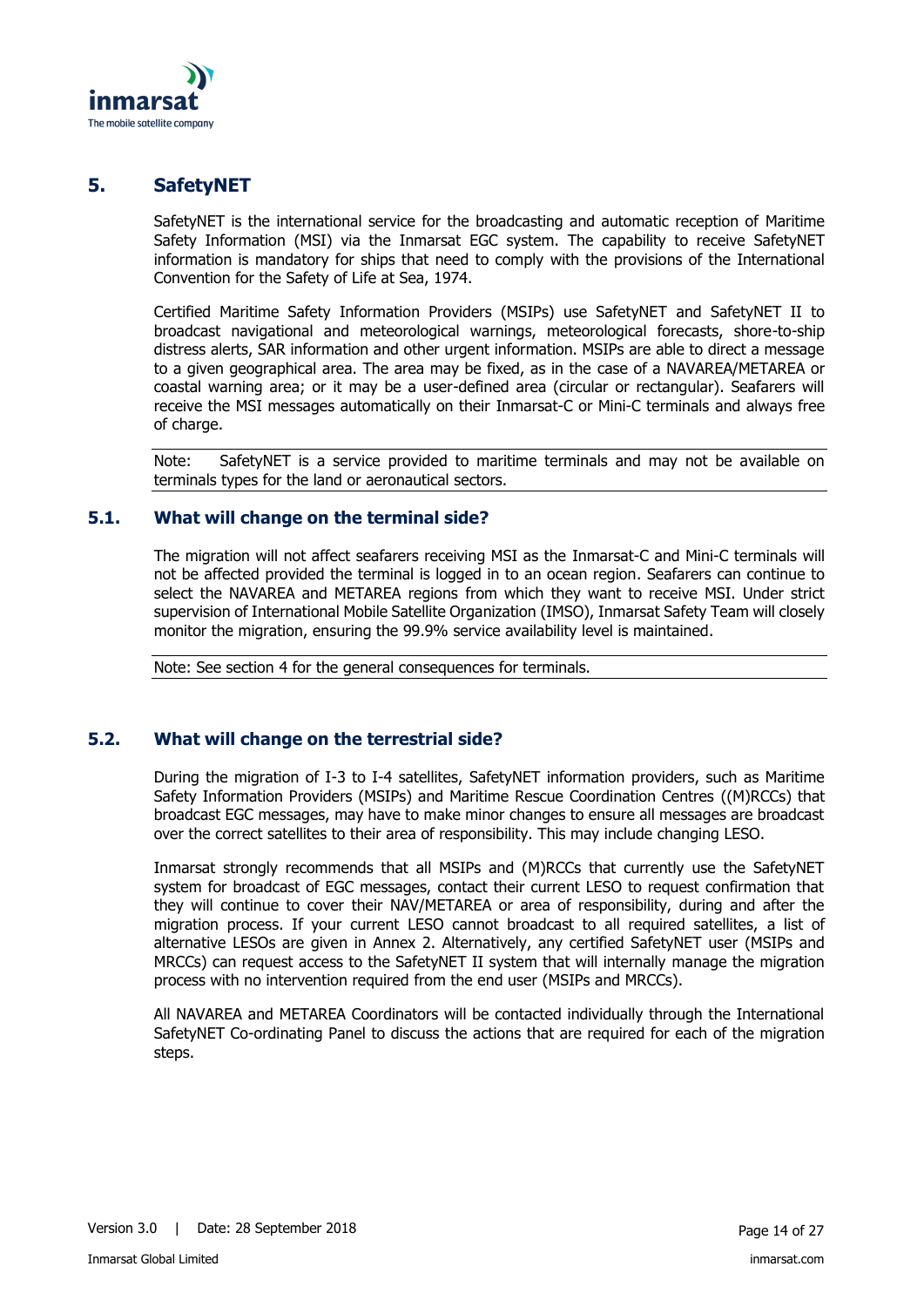## 5. SafetyNET

SafetyNET is the international service for the broadcasting and automatic reception of Maritime Safety Information (MSI) via the Inmarsat EGC system. The capability to receive SafetyNET information is mandatory for ships that need to comply with the provisions of the International Convention for the Safety of Life at Sea, 1974.

Certified Maritime Safety Information Providers (MSIPs) use SafetyNET and SafetyNET II to broadcast navigational and meteorological warnings, meteorological forecasts, shore-to-ship distress alerts, SAR information and other urgent information. MSIPs are able to direct a message to a given geographical area. The area may be fixed, as in the case of a NAVAREA/METAREA or coastal warning area; or it may be a user-defined area (circular or rectangular). Seafarers will receive the MSI messages automatically on their Inmarsat-C or Mini-C terminals and always free of charge.

Note: SafetyNET is a service provided to maritime terminals and may not be available on terminals types for the land or aeronautical sectors.

### 5.1. What will change on the terminal side?

The migration will not affect seafarers receiving MSI as the Inmarsat-C and Mini-C terminals will not be affected provided the terminal is logged in to an ocean region. Seafarers can continue to select the NAVAREA and METAREA regions from which they want to receive MSI. Under strict supervision of International Mobile Satellite Organization (IMSO), Inmarsat Safety Team will closely monitor the migration, ensuring the 99.9% service availability level is maintained.

Note: See section 4 for the general consequences for terminals.

### 5.2. What will change on the terrestrial side?

During the migration of I-3 to I-4 satellites, SafetyNET information providers, such as Maritime Safety Information Providers (MSIPs) and Maritime Rescue Coordination Centres ((M)RCCs) that broadcast EGC messages, may have to make minor changes to ensure all messages are broadcast over the correct satellites to their area of responsibility. This may include changing LESO.

Inmarsat strongly recommends that all MSIPs and (M)RCCs that currently use the SafetyNET system for broadcast of EGC messages, contact their current LESO to request confirmation that they will continue to cover their NAV/METAREA or area of responsibility, during and after the migration process. If your current LESO cannot broadcast to all required satellites, a list of alternative LESOs are given in Annex 2. Alternatively, any certified SafetyNET user (MSIPs and MRCCs) can request access to the SafetyNET II system that will internally manage the migration process with no intervention required from the end user (MSIPs and MRCCs).

All NAVAREA and METAREA Coordinators will be contacted individually through the International SafetyNET Co-ordinating Panel to discuss the actions that are required for each of the migration steps.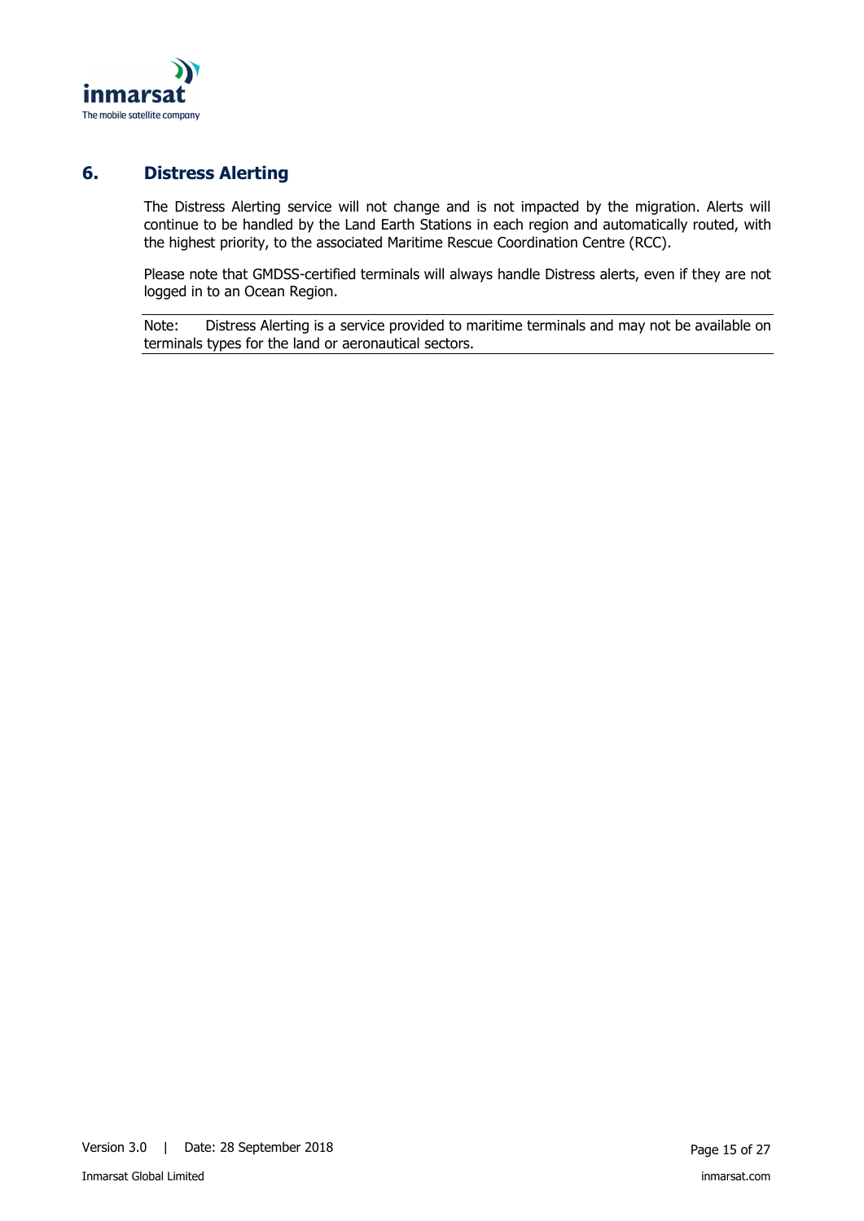# 6. Distress Alerting

The Distress Alerting service will not change and is not impacted by the migration. Alerts will continue to be handled by the Land Earth Stations in each region and automatically routed, with the highest priority, to the associated Maritime Rescue Coordination Centre (RCC).

Please note that GMDSS-certified terminals will always handle Distress alerts, even if they are not logged in to an Ocean Region.

Note: Distress Alerting is a service provided to maritime terminals and may not be available on terminals types for the land or aeronautical sectors.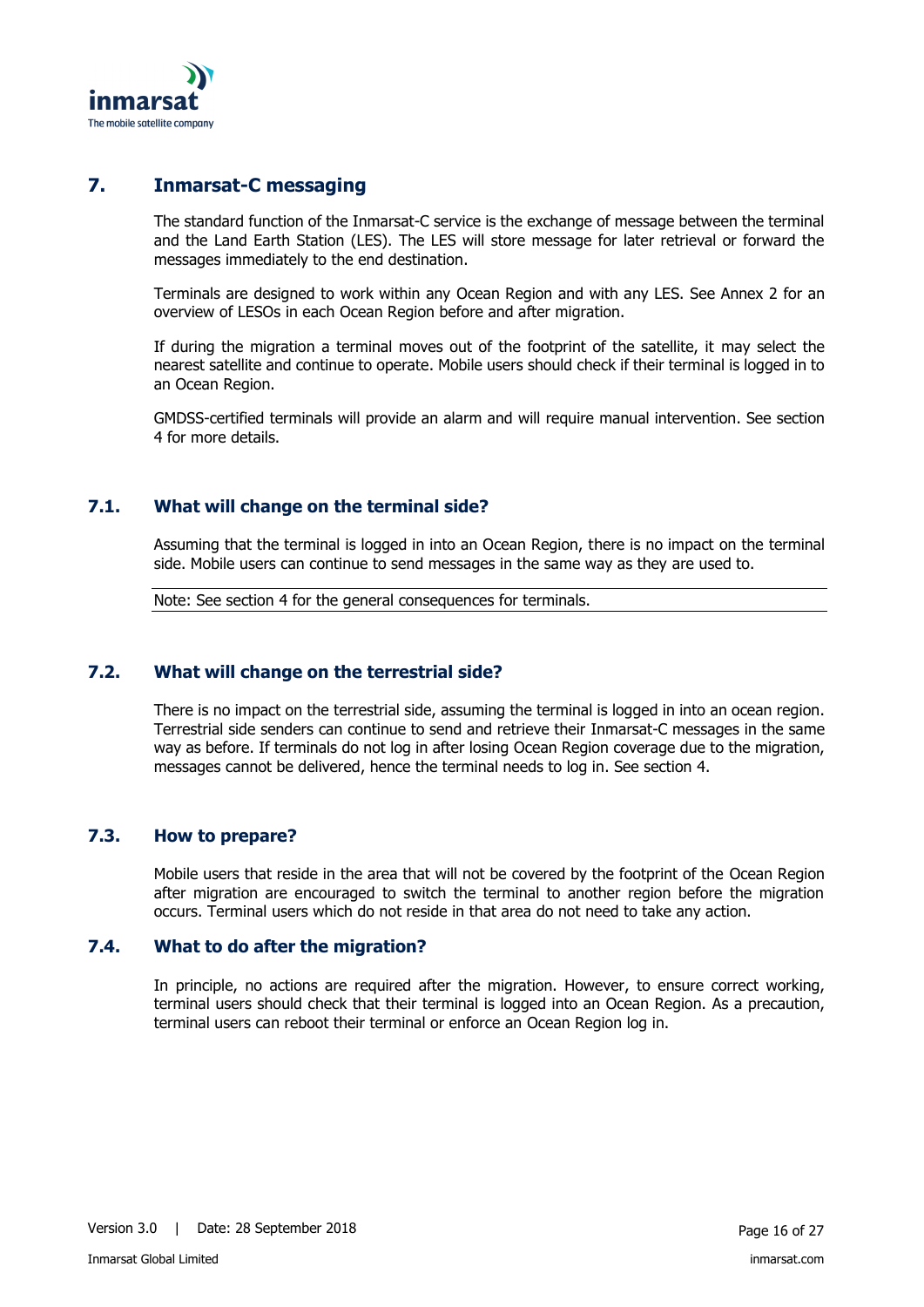## 7. Inmarsat-C messaging

The standard function of the Inmarsat-C service is the exchange of message between the terminal and the Land Earth Station (LES). The LES will store message for later retrieval or forward the messages immediately to the end destination.

Terminals are designed to work within any Ocean Region and with any LES. See Annex 2 for an overview of LESOs in each Ocean Region before and after migration.

If during the migration a terminal moves out of the footprint of the satellite, it may select the nearest satellite and continue to operate. Mobile users should check if their terminal is logged in to an Ocean Region.

GMDSS-certified terminals will provide an alarm and will require manual intervention. See section 4 for more details.

### 7.1. What will change on the terminal side?

Assuming that the terminal is logged in into an Ocean Region, there is no impact on the terminal side. Mobile users can continue to send messages in the same way as they are used to.

Note: See section 4 for the general consequences for terminals.

### 7.2. What will change on the terrestrial side?

There is no impact on the terrestrial side, assuming the terminal is logged in into an ocean region. Terrestrial side senders can continue to send and retrieve their Inmarsat-C messages in the same way as before. If terminals do not log in after losing Ocean Region coverage due to the migration, messages cannot be delivered, hence the terminal needs to log in. See section 4.

### 7.3. How to prepare?

Mobile users that reside in the area that will not be covered by the footprint of the Ocean Region after migration are encouraged to switch the terminal to another region before the migration occurs. Terminal users which do not reside in that area do not need to take any action.

### 7.4. What to do after the migration?

In principle, no actions are required after the migration. However, to ensure correct working, terminal users should check that their terminal is logged into an Ocean Region. As a precaution, terminal users can reboot their terminal or enforce an Ocean Region log in.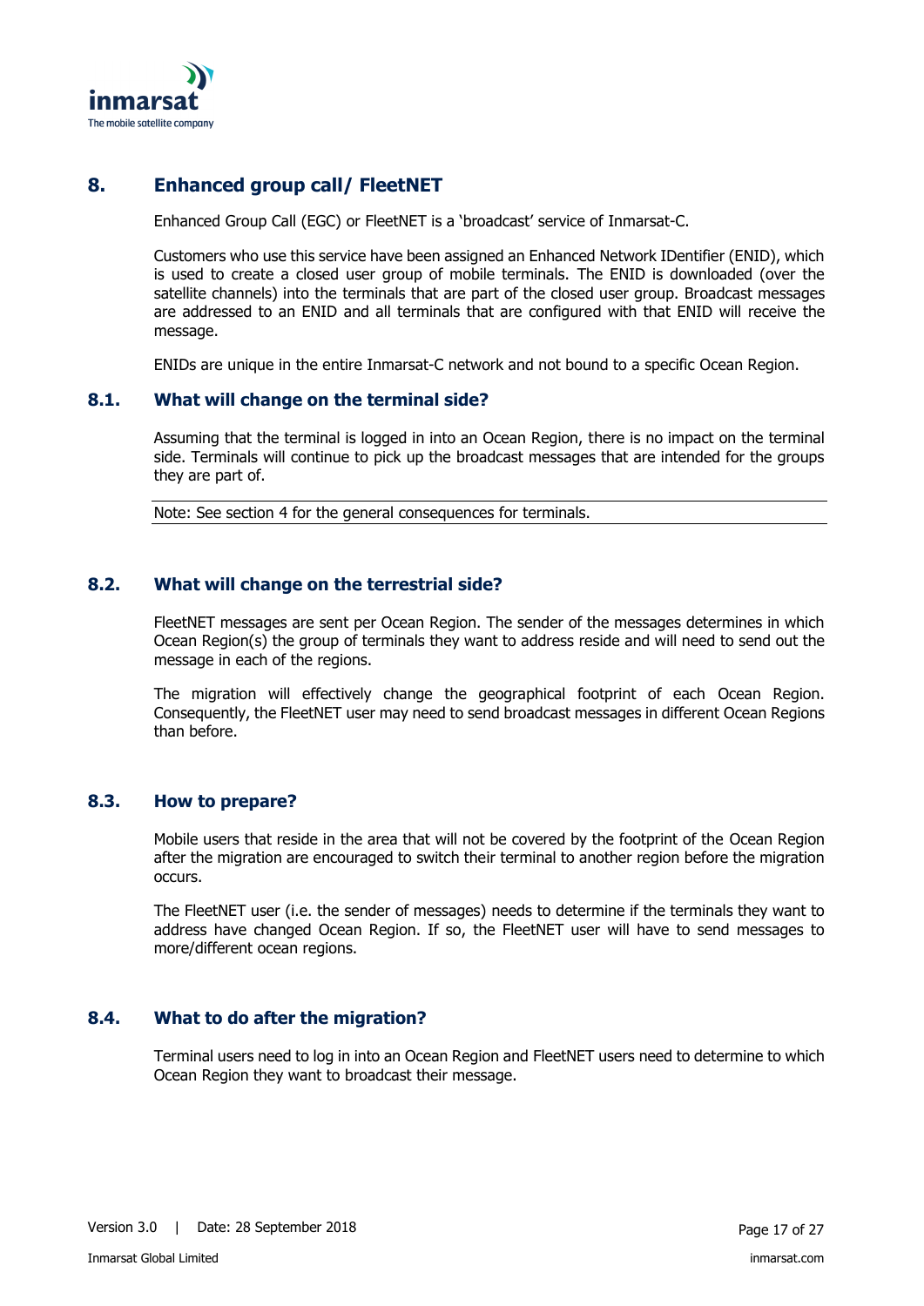## 8. Enhanced group call/ FleetNET

Enhanced Group Call (EGC) or FleetNET is a 'broadcast' service of Inmarsat-C.

Customers who use this service have been assigned an Enhanced Network IDentifier (ENID), which is used to create a closed user group of mobile terminals. The ENID is downloaded (over the satellite channels) into the terminals that are part of the closed user group. Broadcast messages are addressed to an ENID and all terminals that are configured with that ENID will receive the message.

ENIDs are unique in the entire Inmarsat-C network and not bound to a specific Ocean Region.

### 8.1. What will change on the terminal side?

Assuming that the terminal is logged in into an Ocean Region, there is no impact on the terminal side. Terminals will continue to pick up the broadcast messages that are intended for the groups they are part of.

Note: See section 4 for the general consequences for terminals.

### 8.2. What will change on the terrestrial side?

FleetNET messages are sent per Ocean Region. The sender of the messages determines in which Ocean Region(s) the group of terminals they want to address reside and will need to send out the message in each of the regions.

The migration will effectively change the geographical footprint of each Ocean Region. Consequently, the FleetNET user may need to send broadcast messages in different Ocean Regions than before.

### 8.3. How to prepare?

Mobile users that reside in the area that will not be covered by the footprint of the Ocean Region after the migration are encouraged to switch their terminal to another region before the migration occurs.

The FleetNET user (i.e. the sender of messages) needs to determine if the terminals they want to address have changed Ocean Region. If so, the FleetNET user will have to send messages to more/different ocean regions.

### 8.4. What to do after the migration?

Terminal users need to log in into an Ocean Region and FleetNET users need to determine to which Ocean Region they want to broadcast their message.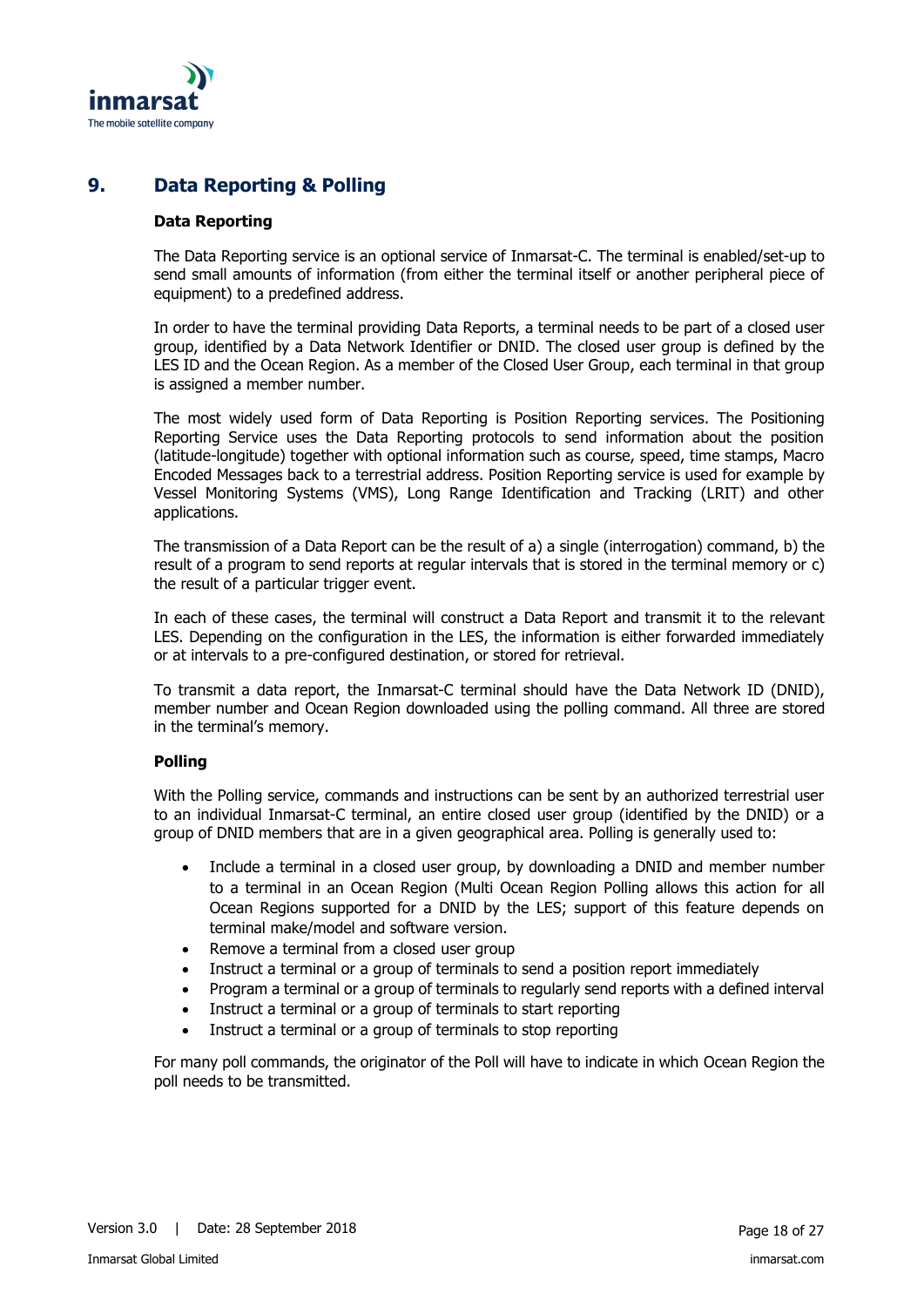## 9. Data Reporting & Polling

### Data Reporting

The Data Reporting service is an optional service of Inmarsat-C. The terminal is enabled/set-up to send small amounts of information (from either the terminal itself or another peripheral piece of equipment) to a predefined address.

In order to have the terminal providing Data Reports, a terminal needs to be part of a closed user group, identified by a Data Network Identifier or DNID. The closed user group is defined by the LES ID and the Ocean Region. As a member of the Closed User Group, each terminal in that group is assigned a member number.

The most widely used form of Data Reporting is Position Reporting services. The Positioning Reporting Service uses the Data Reporting protocols to send information about the position (latitude-longitude) together with optional information such as course, speed, time stamps, Macro Encoded Messages back to a terrestrial address. Position Reporting service is used for example by Vessel Monitoring Systems (VMS), Long Range Identification and Tracking (LRIT) and other applications.

The transmission of a Data Report can be the result of a) a single (interrogation) command, b) the result of a program to send reports at regular intervals that is stored in the terminal memory or c) the result of a particular trigger event.

In each of these cases, the terminal will construct a Data Report and transmit it to the relevant LES. Depending on the configuration in the LES, the information is either forwarded immediately or at intervals to a pre-configured destination, or stored for retrieval.

To transmit a data report, the Inmarsat-C terminal should have the Data Network ID (DNID), member number and Ocean Region downloaded using the polling command. All three are stored in the terminal's memory.

### Polling

With the Polling service, commands and instructions can be sent by an authorized terrestrial user to an individual Inmarsat-C terminal, an entire closed user group (identified by the DNID) or a group of DNID members that are in a given geographical area. Polling is generally used to:

- Include a terminal in a closed user group, by downloading a DNID and member number to a terminal in an Ocean Region (Multi Ocean Region Polling allows this action for all Ocean Regions supported for a DNID by the LES; support of this feature depends on terminal make/model and software version.
- Remove a terminal from a closed user group
- Instruct a terminal or a group of terminals to send a position report immediately
- Program a terminal or a group of terminals to regularly send reports with a defined interval
- Instruct a terminal or a group of terminals to start reporting
- Instruct a terminal or a group of terminals to stop reporting

For many poll commands, the originator of the Poll will have to indicate in which Ocean Region the poll needs to be transmitted.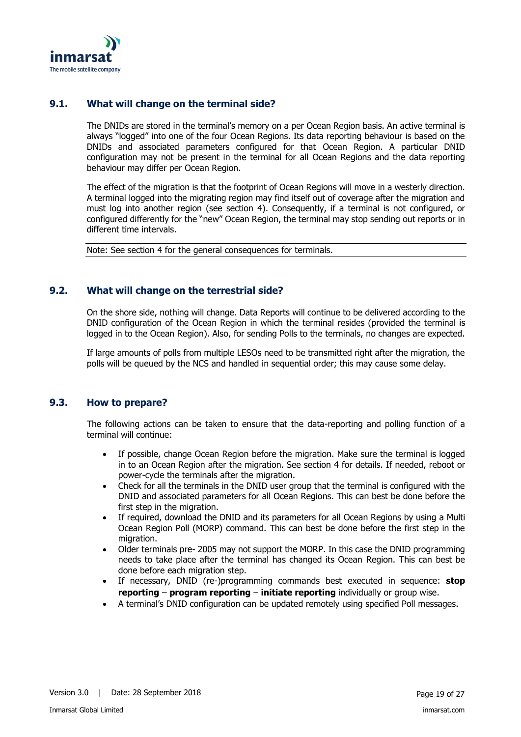### 9.1. What will change on the terminal side?

The DNIDs are stored in the terminal's memory on a per Ocean Region basis. An active terminal is always "logged" into one of the four Ocean Regions. Its data reporting behaviour is based on the DNIDs and associated parameters configured for that Ocean Region. A particular DNID configuration may not be present in the terminal for all Ocean Regions and the data reporting behaviour may differ per Ocean Region.

The effect of the migration is that the footprint of Ocean Regions will move in a westerly direction. A terminal logged into the migrating region may find itself out of coverage after the migration and must log into another region (see section 4). Consequently, if a terminal is not configured, or configured differently for the "new" Ocean Region, the terminal may stop sending out reports or in different time intervals.

Note: See section 4 for the general consequences for terminals.

### 9.2. What will change on the terrestrial side?

On the shore side, nothing will change. Data Reports will continue to be delivered according to the DNID configuration of the Ocean Region in which the terminal resides (provided the terminal is logged in to the Ocean Region). Also, for sending Polls to the terminals, no changes are expected.

If large amounts of polls from multiple LESOs need to be transmitted right after the migration, the polls will be queued by the NCS and handled in sequential order; this may cause some delay.

### 9.3. How to prepare?

The following actions can be taken to ensure that the data-reporting and polling function of a terminal will continue:

- If possible, change Ocean Region before the migration. Make sure the terminal is logged in to an Ocean Region after the migration. See section 4 for details. If needed, reboot or power-cycle the terminals after the migration.
- Check for all the terminals in the DNID user group that the terminal is configured with the DNID and associated parameters for all Ocean Regions. This can best be done before the first step in the migration.
- If required, download the DNID and its parameters for all Ocean Regions by using a Multi Ocean Region Poll (MORP) command. This can best be done before the first step in the migration.
- Older terminals pre- 2005 may not support the MORP. In this case the DNID programming needs to take place after the terminal has changed its Ocean Region. This can best be done before each migration step.
- If necessary, DNID (re-)programming commands best executed in sequence: **stop reporting** – **program reporting** – **initiate reporting** individually or group wise.
- A terminal's DNID configuration can be updated remotely using specified Poll messages.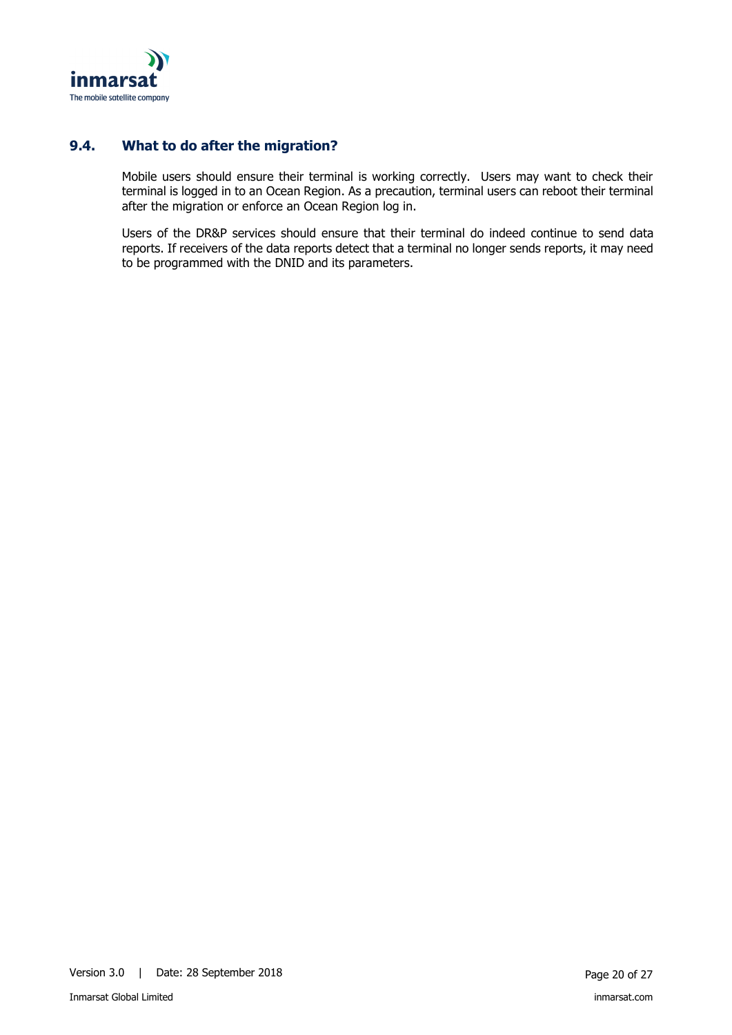### 9.4. What to do after the migration?

Mobile users should ensure their terminal is working correctly. Users may want to check their terminal is logged in to an Ocean Region. As a precaution, terminal users can reboot their terminal after the migration or enforce an Ocean Region log in.

Users of the DR&P services should ensure that their terminal do indeed continue to send data reports. If receivers of the data reports detect that a terminal no longer sends reports, it may need to be programmed with the DNID and its parameters.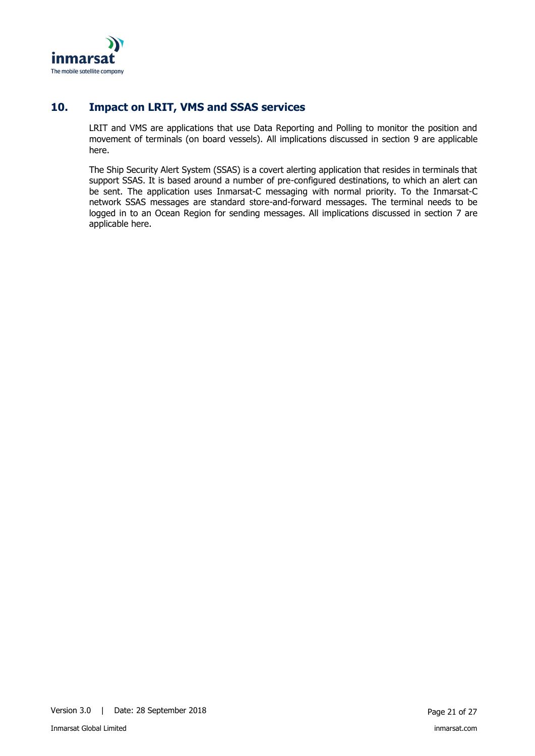## 10. Impact on LRIT, VMS and SSAS services

LRIT and VMS are applications that use Data Reporting and Polling to monitor the position and movement of terminals (on board vessels). All implications discussed in section 9 are applicable here.

The Ship Security Alert System (SSAS) is a covert alerting application that resides in terminals that support SSAS. It is based around a number of pre-configured destinations, to which an alert can be sent. The application uses Inmarsat-C messaging with normal priority. To the Inmarsat-C network SSAS messages are standard store-and-forward messages. The terminal needs to be logged in to an Ocean Region for sending messages. All implications discussed in section 7 are applicable here.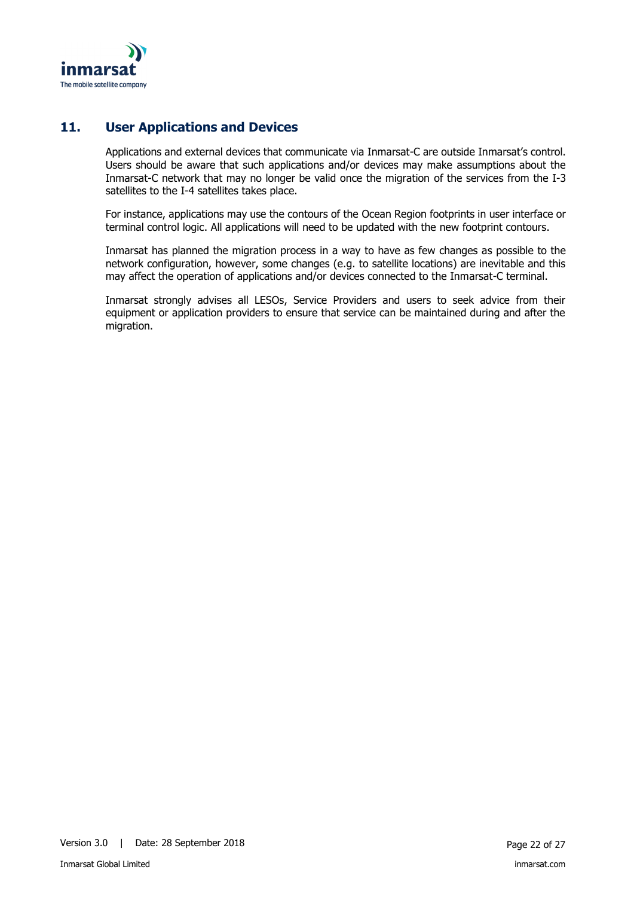## 11. User Applications and Devices

Applications and external devices that communicate via Inmarsat-C are outside Inmarsat's control. Users should be aware that such applications and/or devices may make assumptions about the Inmarsat-C network that may no longer be valid once the migration of the services from the I-3 satellites to the I-4 satellites takes place.

For instance, applications may use the contours of the Ocean Region footprints in user interface or terminal control logic. All applications will need to be updated with the new footprint contours.

Inmarsat has planned the migration process in a way to have as few changes as possible to the network configuration, however, some changes (e.g. to satellite locations) are inevitable and this may affect the operation of applications and/or devices connected to the Inmarsat-C terminal.

Inmarsat strongly advises all LESOs, Service Providers and users to seek advice from their equipment or application providers to ensure that service can be maintained during and after the migration.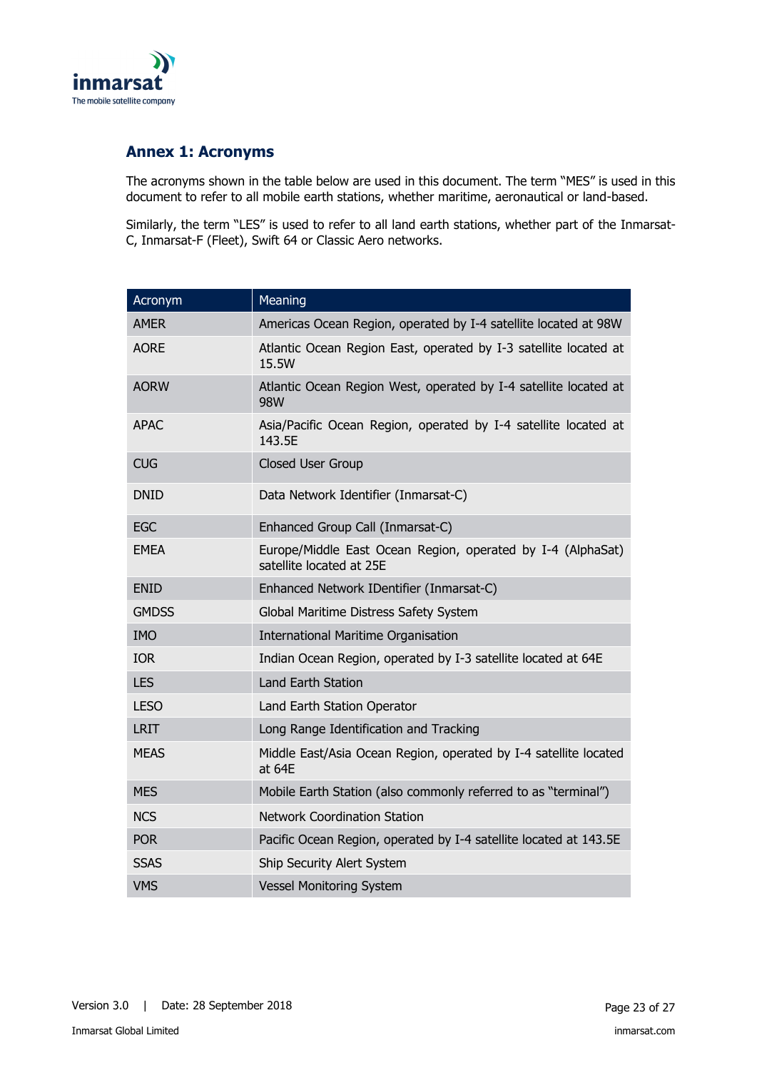## Annex 1: Acronyms

The acronyms shown in the table below are used in this document. The term "MES" is used in this document to refer to all mobile earth stations, whether maritime, aeronautical or land-based.

Similarly, the term "LES" is used to refer to all land earth stations, whether part of the Inmarsat-C, Inmarsat-F (Fleet), Swift 64 or Classic Aero networks.

| Acronym | Meaning |
|---|---|
| AMER | Americas Ocean Region, operated by I-4 satellite located at 98W |
| AORE | Atlantic Ocean Region East, operated by I-3 satellite located at 15.5W |
| AORW | Atlantic Ocean Region West, operated by I-4 satellite located at 98W |
| APAC | Asia/Pacific Ocean Region, operated by I-4 satellite located at 143.5E |
| CUG | Closed User Group |
| DNID | Data Network Identifier (Inmarsat-C) |
| EGC | Enhanced Group Call (Inmarsat-C) |
| EMEA | Europe/Middle East Ocean Region, operated by I-4 (AlphaSat) satellite located at 25E |
| ENID | Enhanced Network IDentifier (Inmarsat-C) |
| GMDSS | Global Maritime Distress Safety System |
| IMO | International Maritime Organisation |
| IOR | Indian Ocean Region, operated by I-3 satellite located at 64E |
| LES | Land Earth Station |
| LESO | Land Earth Station Operator |
| LRIT | Long Range Identification and Tracking |
| MEAS | Middle East/Asia Ocean Region, operated by I-4 satellite located at 64E |
| MES | Mobile Earth Station (also commonly referred to as "terminal") |
| NCS | Network Coordination Station |
| POR | Pacific Ocean Region, operated by I-4 satellite located at 143.5E |
| SSAS | Ship Security Alert System |
| VMS | Vessel Monitoring System |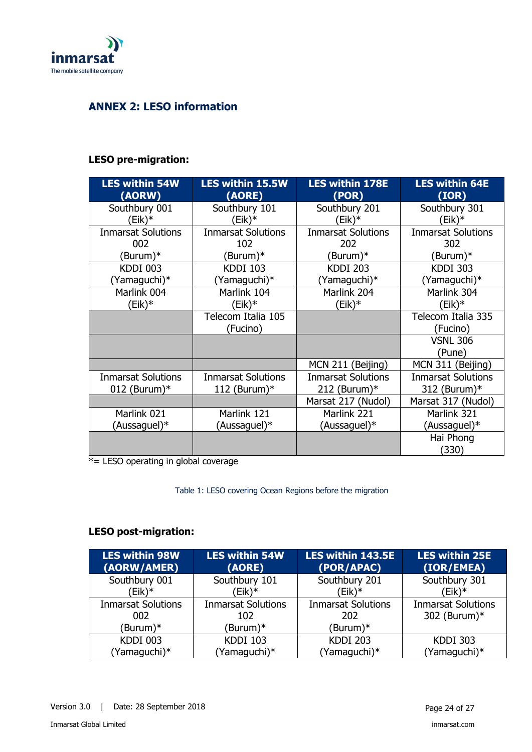## ANNEX 2: LESO information

### LESO pre-migration:

| LES within 54W (AORW) | LES within 15.5W (AORE) | LES within 178E (POR) | LES within 64E (IOR) |
|---|---|---|---|
| Southbury 001 (Eik)* | Southbury 101 (Eik)* | Southbury 201 (Eik)* | Southbury 301 (Eik)* |
| Inmarsat Solutions 002 (Burum)* | Inmarsat Solutions 102 (Burum)* | Inmarsat Solutions 202 (Burum)* | Inmarsat Solutions 302 (Burum)* |
| KDDI 003 (Yamaguchi)* | KDDI 103 (Yamaguchi)* | KDDI 203 (Yamaguchi)* | KDDI 303 (Yamaguchi)* |
| Marlink 004 (Eik)* | Marlink 104 (Eik)* | Marlink 204 (Eik)* | Marlink 304 (Eik)* |
| | Telecom Italia 105 (Fucino) | | Telecom Italia 335 (Fucino) |
| | | | VSNL 306 (Pune) |
| | | MCN 211 (Beijing) | MCN 311 (Beijing) |
| Inmarsat Solutions 012 (Burum)* | Inmarsat Solutions 112 (Burum)* | Inmarsat Solutions 212 (Burum)* | Inmarsat Solutions 312 (Burum)* |
| | | Marsat 217 (Nudol) | Marsat 317 (Nudol) |
| Marlink 021 (Aussaguel)* | Marlink 121 (Aussaguel)* | Marlink 221 (Aussaguel)* | Marlink 321 (Aussaguel)* |
| | | | Hai Phong (330) |

*= LESO operating in global coverage

Table 1: LESO covering Ocean Regions before the migration

### LESO post-migration:

| LES within 98W (AORW/AMER) | LES within 54W (AORE) | LES within 143.5E (POR/APAC) | LES within 25E (IOR/EMEA) |
|---|---|---|---|
| Southbury 001 (Eik)* | Southbury 101 (Eik)* | Southbury 201 (Eik)* | Southbury 301 (Eik)* |
| Inmarsat Solutions 002 (Burum)* | Inmarsat Solutions 102 (Burum)* | Inmarsat Solutions 202 (Burum)* | Inmarsat Solutions 302 (Burum)* |
| KDDI 003 (Yamaguchi)* | KDDI 103 (Yamaguchi)* | KDDI 203 (Yamaguchi)* | KDDI 303 (Yamaguchi)* |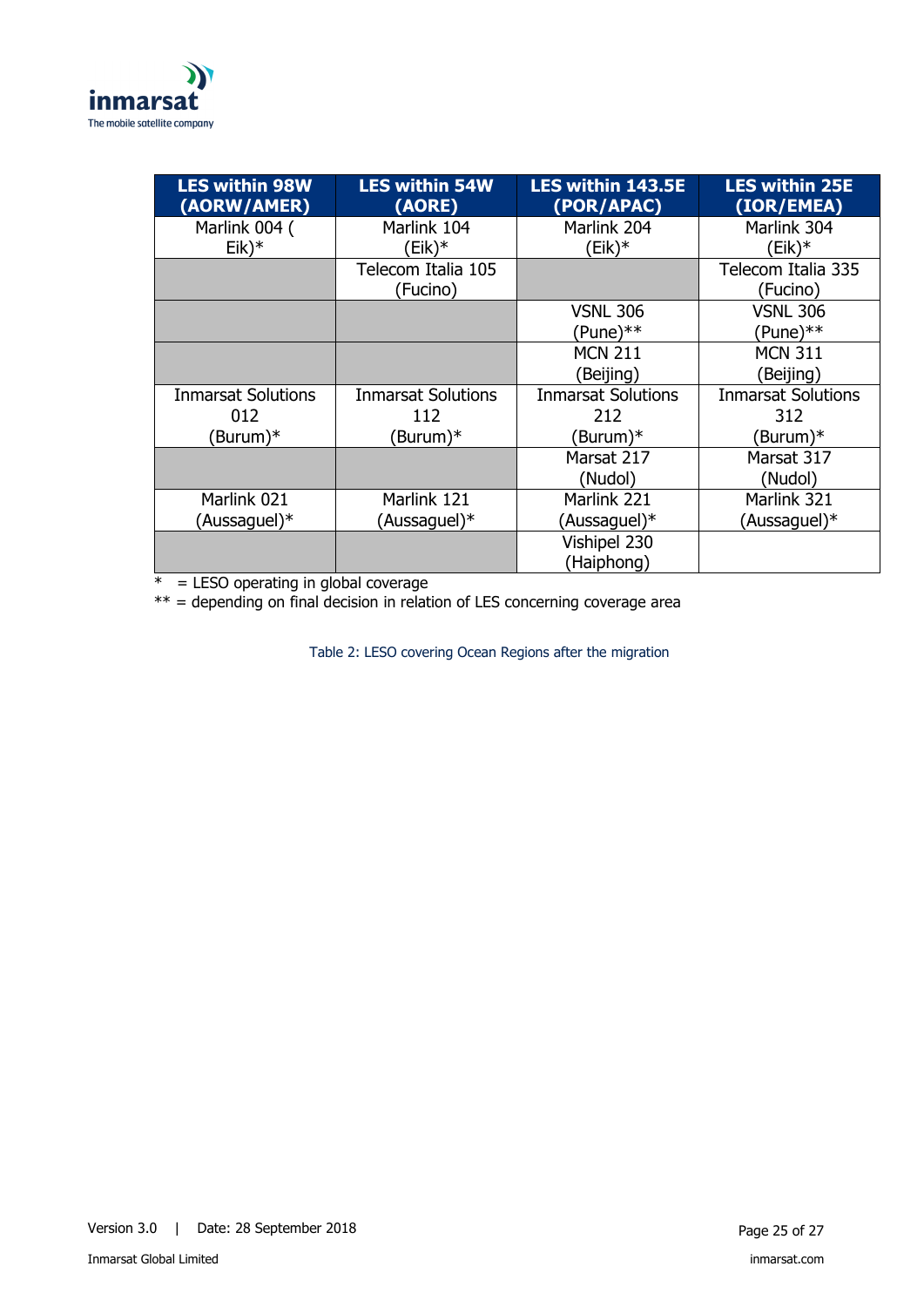| LES within 98W (AORW/AMER) | LES within 54W (AORE) | LES within 143.5E (POR/APAC) | LES within 25E (IOR/EMEA) |
|---|---|---|---|
| Marlink 004 ( Eik)* | Marlink 104 (Eik)* | Marlink 204 (Eik)* | Marlink 304 (Eik)* |
| | Telecom Italia 105 (Fucino) | | Telecom Italia 335 (Fucino) |
| | | VSNL 306 (Pune)** | VSNL 306 (Pune)** |
| | | MCN 211 (Beijing) | MCN 311 (Beijing) |
| Inmarsat Solutions 012 (Burum)* | Inmarsat Solutions 112 (Burum)* | Inmarsat Solutions 212 (Burum)* | Inmarsat Solutions 312 (Burum)* |
| | | Marsat 217 (Nudol) | Marsat 317 (Nudol) |
| Marlink 021 (Aussaguel)* | Marlink 121 (Aussaguel)* | Marlink 221 (Aussaguel)* | Marlink 321 (Aussaguel)* |
| | | Vishipel 230 (Haiphong) | |

\* = LESO operating in global coverage

** = depending on final decision in relation of LES concerning coverage area

Table 2: LESO covering Ocean Regions after the migration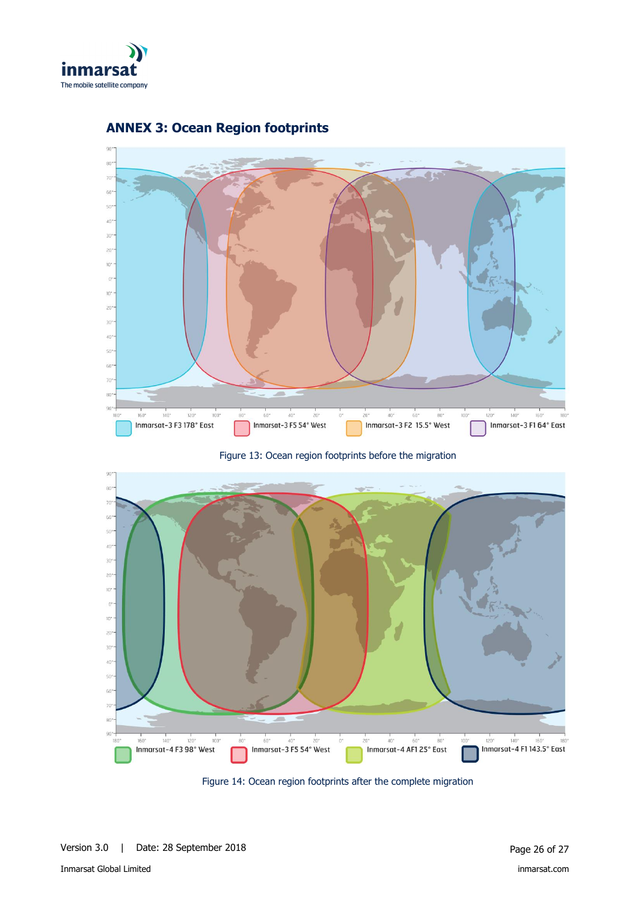## ANNEX 3: Ocean Region footprints

Inmarsat-3 F3 178° East | Inmarsat-3 F5 54° West | Inmarsat-3 F2 15.5° West | Inmarsat-3 F1 64° East

Figure 13: Ocean region footprints before the migration

Inmarsat-4 F3 98° West | Inmarsat-3 F5 54° West | Inmarsat-4 AF1 25° East | Inmarsat-4 F1 143.5° East

Figure 14: Ocean region footprints after the complete migration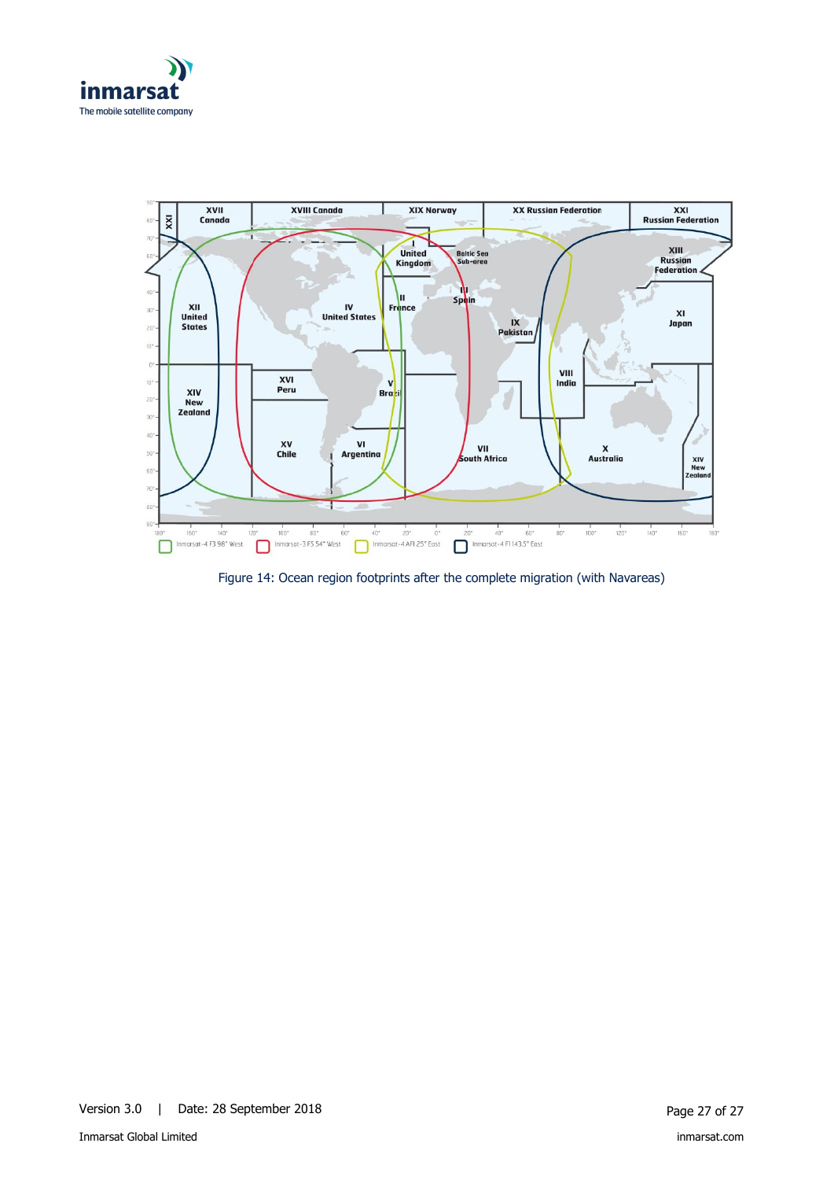XXI

XVII Canada

XVIII Canada

XIX Norway

XX Russian Federation

XXI Russian Federation

United Kingdom

Baltic Sea Sub-area

XIII Russian Federation

XII United States

IV United States

II France

III Spain

IX Pakistan

XI Japan

VIII India

XVI Peru

V Brazil

XIV New Zealand

XV Chile

VI Argentina

VII South Africa

X Australia

XIV New Zealand

90° 80° 70° 60° 40° 30° 20° 10° 0° 10° 20° 30° 40° 50° 60° 70° 80° 90°

180° 160° 140° 120° 100° 80° 60° 40° 20° 0° 20° 40° 60° 80° 100° 120° 140° 160° 180°

Inmarsat-4 F3 98° West

Inmarsat-3 F5 54° West

Inmarsat-4 AFI 25° East

Inmarsat-4 F1 143.5° East

Figure 14: Ocean region footprints after the complete migration (with Navareas)